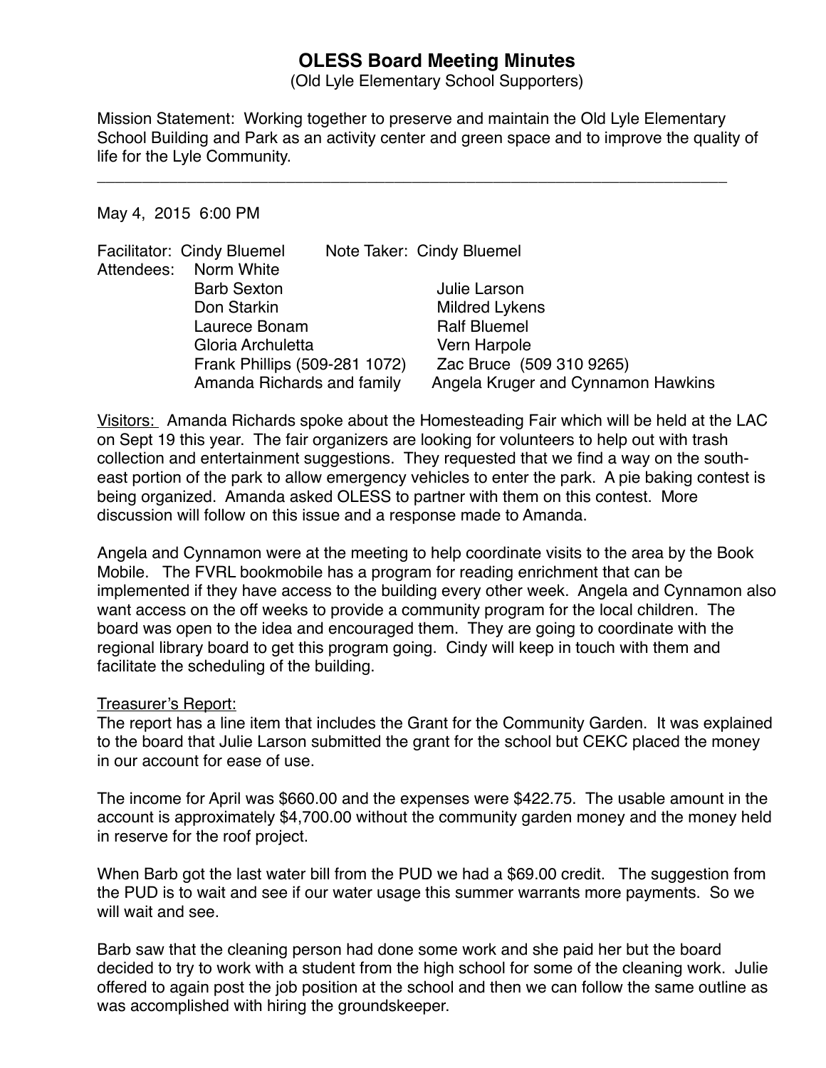# OLESS Board Meeting Minutes

(Old Lyle Elementary School Supporters)

Mission Statement: Working together to preserve and maintain the Old Lyle Elementary School Building and Park as an activity center and green space and to improve the quality of life for the Lyle Community.

---

May 4, 2015 6:00 PM

Facilitator: Cindy Bluemel  Note Taker: Cindy Bluemel

Attendees:
- Norm White
- Barb Sexton
- Julie Larson
- Don Starkin
- Mildred Lykens
- Laurece Bonam
- Ralf Bluemel
- Gloria Archuletta
- Vern Harpole
- Frank Phillips (509-281 1072)
- Zac Bruce (509 310 9265)
- Amanda Richards and family
- Angela Kruger and Cynnamon Hawkins

<u>Visitors:</u> Amanda Richards spoke about the Homesteading Fair which will be held at the LAC on Sept 19 this year. The fair organizers are looking for volunteers to help out with trash collection and entertainment suggestions. They requested that we find a way on the south-east portion of the park to allow emergency vehicles to enter the park. A pie baking contest is being organized. Amanda asked OLESS to partner with them on this contest. More discussion will follow on this issue and a response made to Amanda.

Angela and Cynnamon were at the meeting to help coordinate visits to the area by the Book Mobile. The FVRL bookmobile has a program for reading enrichment that can be implemented if they have access to the building every other week. Angela and Cynnamon also want access on the off weeks to provide a community program for the local children. The board was open to the idea and encouraged them. They are going to coordinate with the regional library board to get this program going. Cindy will keep in touch with them and facilitate the scheduling of the building.

<u>Treasurer's Report:</u>

The report has a line item that includes the Grant for the Community Garden. It was explained to the board that Julie Larson submitted the grant for the school but CEKC placed the money in our account for ease of use.

The income for April was $660.00 and the expenses were $422.75. The usable amount in the account is approximately $4,700.00 without the community garden money and the money held in reserve for the roof project.

When Barb got the last water bill from the PUD we had a $69.00 credit. The suggestion from the PUD is to wait and see if our water usage this summer warrants more payments. So we will wait and see.

Barb saw that the cleaning person had done some work and she paid her but the board decided to try to work with a student from the high school for some of the cleaning work. Julie offered to again post the job position at the school and then we can follow the same outline as was accomplished with hiring the groundskeeper.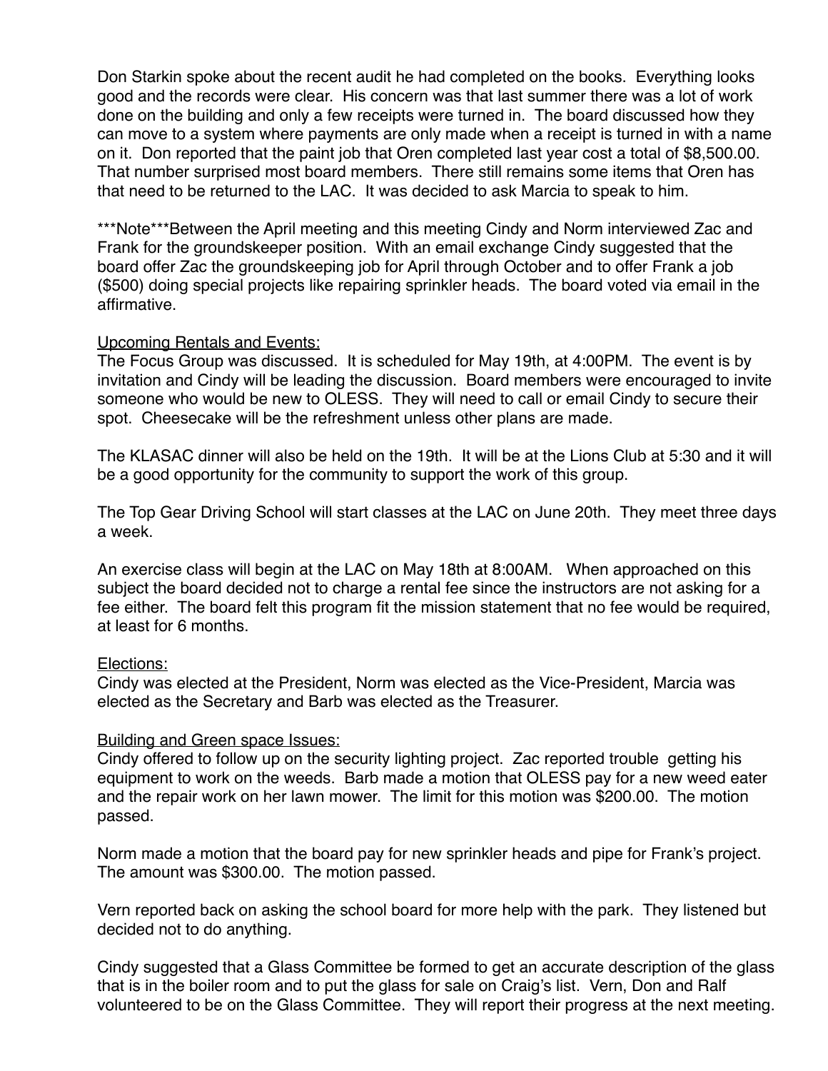Don Starkin spoke about the recent audit he had completed on the books. Everything looks good and the records were clear. His concern was that last summer there was a lot of work done on the building and only a few receipts were turned in. The board discussed how they can move to a system where payments are only made when a receipt is turned in with a name on it. Don reported that the paint job that Oren completed last year cost a total of $8,500.00. That number surprised most board members. There still remains some items that Oren has that need to be returned to the LAC. It was decided to ask Marcia to speak to him.

***Note***Between the April meeting and this meeting Cindy and Norm interviewed Zac and Frank for the groundskeeper position. With an email exchange Cindy suggested that the board offer Zac the groundskeeping job for April through October and to offer Frank a job ($500) doing special projects like repairing sprinkler heads. The board voted via email in the affirmative.

<u>Upcoming Rentals and Events:</u>

The Focus Group was discussed. It is scheduled for May 19th, at 4:00PM. The event is by invitation and Cindy will be leading the discussion. Board members were encouraged to invite someone who would be new to OLESS. They will need to call or email Cindy to secure their spot. Cheesecake will be the refreshment unless other plans are made.

The KLASAC dinner will also be held on the 19th. It will be at the Lions Club at 5:30 and it will be a good opportunity for the community to support the work of this group.

The Top Gear Driving School will start classes at the LAC on June 20th. They meet three days a week.

An exercise class will begin at the LAC on May 18th at 8:00AM. When approached on this subject the board decided not to charge a rental fee since the instructors are not asking for a fee either. The board felt this program fit the mission statement that no fee would be required, at least for 6 months.

<u>Elections:</u>

Cindy was elected at the President, Norm was elected as the Vice-President, Marcia was elected as the Secretary and Barb was elected as the Treasurer.

<u>Building and Green space Issues:</u>

Cindy offered to follow up on the security lighting project. Zac reported trouble getting his equipment to work on the weeds. Barb made a motion that OLESS pay for a new weed eater and the repair work on her lawn mower. The limit for this motion was $200.00. The motion passed.

Norm made a motion that the board pay for new sprinkler heads and pipe for Frank's project. The amount was $300.00. The motion passed.

Vern reported back on asking the school board for more help with the park. They listened but decided not to do anything.

Cindy suggested that a Glass Committee be formed to get an accurate description of the glass that is in the boiler room and to put the glass for sale on Craig's list. Vern, Don and Ralf volunteered to be on the Glass Committee. They will report their progress at the next meeting.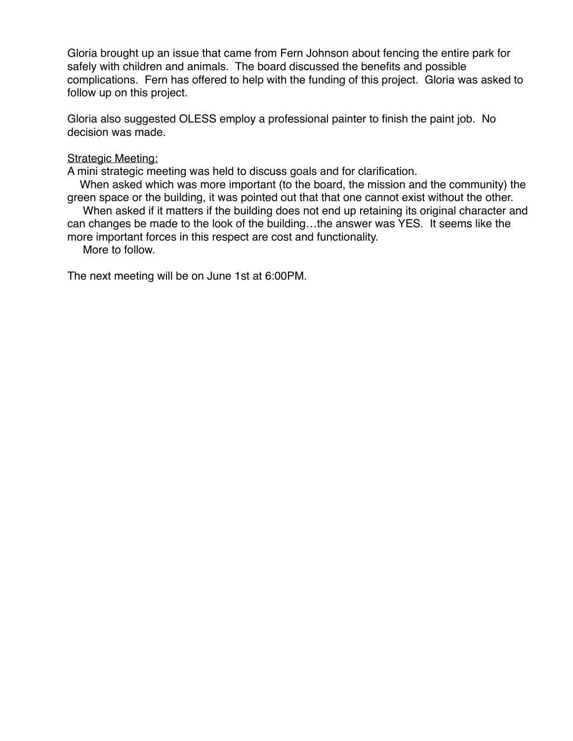Gloria brought up an issue that came from Fern Johnson about fencing the entire park for safely with children and animals. The board discussed the benefits and possible complications. Fern has offered to help with the funding of this project. Gloria was asked to follow up on this project.

Gloria also suggested OLESS employ a professional painter to finish the paint job. No decision was made.

<u>Strategic Meeting:</u>
A mini strategic meeting was held to discuss goals and for clarification.

When asked which was more important (to the board, the mission and the community) the green space or the building, it was pointed out that that one cannot exist without the other.

When asked if it matters if the building does not end up retaining its original character and can changes be made to the look of the building…the answer was YES. It seems like the more important forces in this respect are cost and functionality.

More to follow.

The next meeting will be on June 1st at 6:00PM.